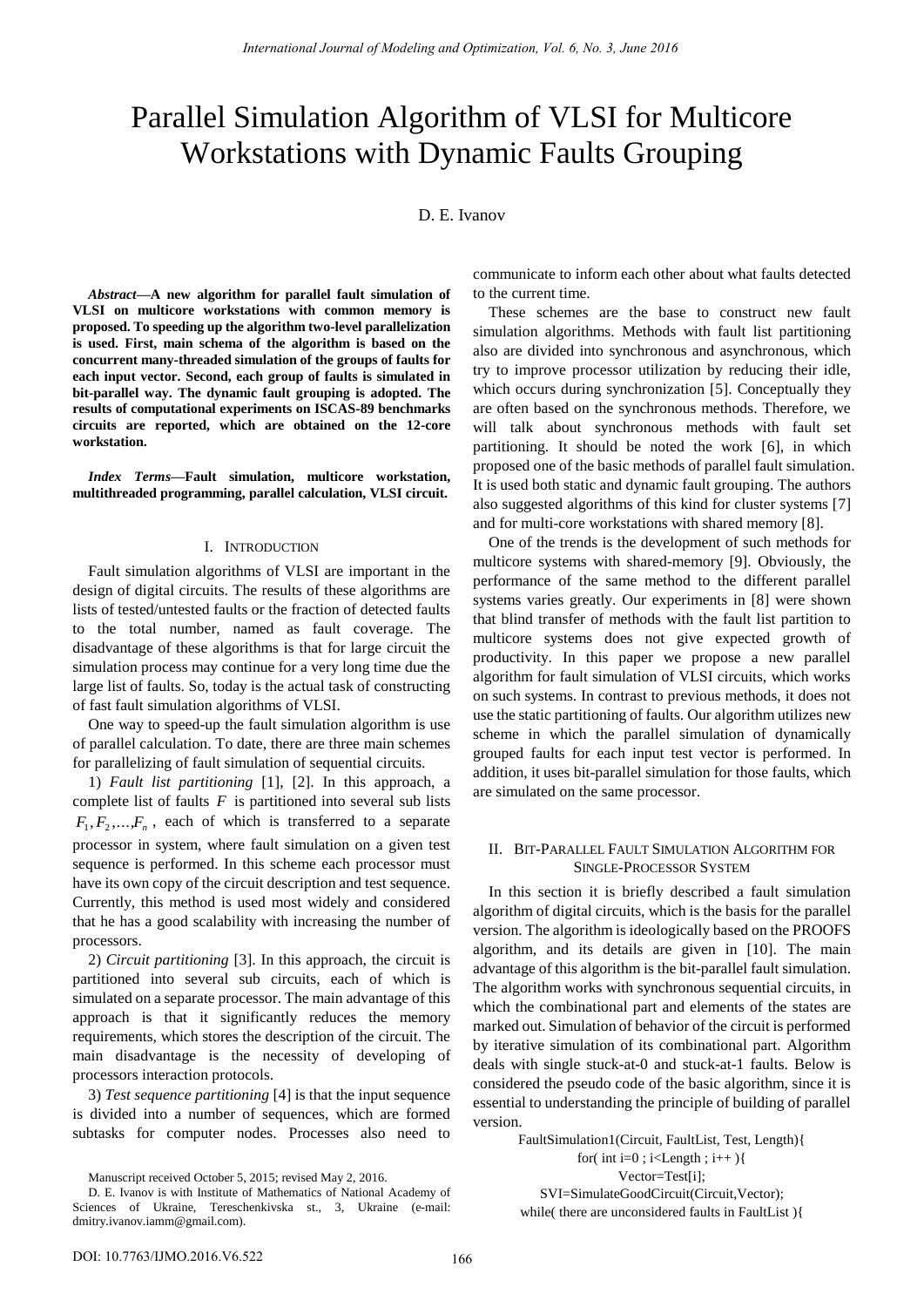# Parallel Simulation Algorithm of VLSI for Multicore Workstations with Dynamic Faults Grouping

D. E. Ivanov

***Abstract*—A new algorithm for parallel fault simulation of VLSI on multicore workstations with common memory is proposed. To speeding up the algorithm two-level parallelization is used. First, main schema of the algorithm is based on the concurrent many-threaded simulation of the groups of faults for each input vector. Second, each group of faults is simulated in bit-parallel way. The dynamic fault grouping is adopted. The results of computational experiments on ISCAS-89 benchmarks circuits are reported, which are obtained on the 12-core workstation.**

***Index Terms*—Fault simulation, multicore workstation, multithreaded programming, parallel calculation, VLSI circuit.**

## I. Introduction

Fault simulation algorithms of VLSI are important in the design of digital circuits. The results of these algorithms are lists of tested/untested faults or the fraction of detected faults to the total number, named as fault coverage. The disadvantage of these algorithms is that for large circuit the simulation process may continue for a very long time due the large list of faults. So, today is the actual task of constructing of fast fault simulation algorithms of VLSI.

One way to speed-up the fault simulation algorithm is use of parallel calculation. To date, there are three main schemes for parallelizing of fault simulation of sequential circuits.

1) *Fault list partitioning* [1], [2]. In this approach, a complete list of faults $F$ is partitioned into several sub lists $F_1, F_2, \ldots, F_n$, each of which is transferred to a separate processor in system, where fault simulation on a given test sequence is performed. In this scheme each processor must have its own copy of the circuit description and test sequence. Currently, this method is used most widely and considered that he has a good scalability with increasing the number of processors.

2) *Circuit partitioning* [3]. In this approach, the circuit is partitioned into several sub circuits, each of which is simulated on a separate processor. The main advantage of this approach is that it significantly reduces the memory requirements, which stores the description of the circuit. The main disadvantage is the necessity of developing of processors interaction protocols.

3) *Test sequence partitioning* [4] is that the input sequence is divided into a number of sequences, which are formed subtasks for computer nodes. Processes also need to communicate to inform each other about what faults detected to the current time.

These schemes are the base to construct new fault simulation algorithms. Methods with fault list partitioning also are divided into synchronous and asynchronous, which try to improve processor utilization by reducing their idle, which occurs during synchronization [5]. Conceptually they are often based on the synchronous methods. Therefore, we will talk about synchronous methods with fault set partitioning. It should be noted the work [6], in which proposed one of the basic methods of parallel fault simulation. It is used both static and dynamic fault grouping. The authors also suggested algorithms of this kind for cluster systems [7] and for multi-core workstations with shared memory [8].

One of the trends is the development of such methods for multicore systems with shared-memory [9]. Obviously, the performance of the same method to the different parallel systems varies greatly. Our experiments in [8] were shown that blind transfer of methods with the fault list partition to multicore systems does not give expected growth of productivity. In this paper we propose a new parallel algorithm for fault simulation of VLSI circuits, which works on such systems. In contrast to previous methods, it does not use the static partitioning of faults. Our algorithm utilizes new scheme in which the parallel simulation of dynamically grouped faults for each input test vector is performed. In addition, it uses bit-parallel simulation for those faults, which are simulated on the same processor.

## II. Bit-Parallel Fault Simulation Algorithm for Single-Processor System

In this section it is briefly described a fault simulation algorithm of digital circuits, which is the basis for the parallel version. The algorithm is ideologically based on the PROOFS algorithm, and its details are given in [10]. The main advantage of this algorithm is the bit-parallel fault simulation. The algorithm works with synchronous sequential circuits, in which the combinational part and elements of the states are marked out. Simulation of behavior of the circuit is performed by iterative simulation of its combinational part. Algorithm deals with single stuck-at-0 and stuck-at-1 faults. Below is considered the pseudo code of the basic algorithm, since it is essential to understanding the principle of building of parallel version.

```
FaultSimulation1(Circuit, FaultList, Test, Length){
    for( int i=0 ; i<Length ; i++ ){
        Vector=Test[i];
        SVI=SimulateGoodCircuit(Circuit,Vector);
        while( there are unconsidered faults in FaultList ){
```

Manuscript received October 5, 2015; revised May 2, 2016.

D. E. Ivanov is with Institute of Mathematics of National Academy of Sciences of Ukraine, Tereschenkivska st., 3, Ukraine (e-mail: dmitry.ivanov.iamm@gmail.com).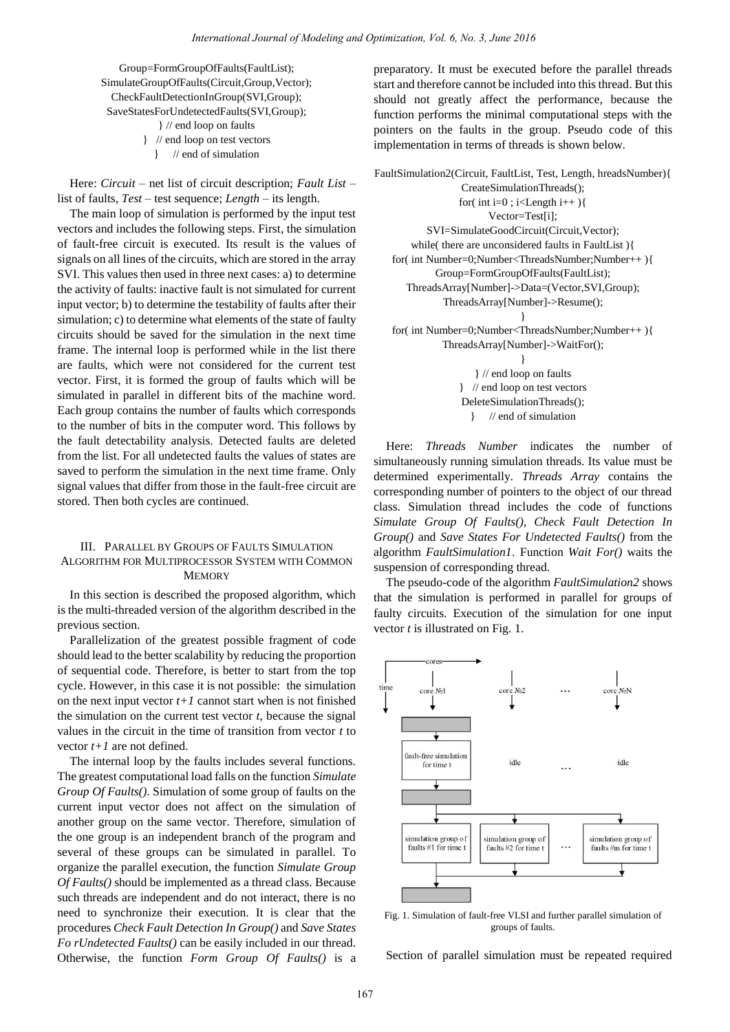```
Group=FormGroupOfFaults(FaultList);
SimulateGroupOfFaults(Circuit,Group,Vector);
CheckFaultDetectionInGroup(SVI,Group);
SaveStatesForUndetectedFaults(SVI,Group);
} // end loop on faults
} // end loop on test vectors
} // end of simulation
```

Here: *Circuit* – net list of circuit description; *Fault List* – list of faults, *Test* – test sequence; *Length* – its length.

The main loop of simulation is performed by the input test vectors and includes the following steps. First, the simulation of fault-free circuit is executed. Its result is the values of signals on all lines of the circuits, which are stored in the array SVI. This values then used in three next cases: a) to determine the activity of faults: inactive fault is not simulated for current input vector; b) to determine the testability of faults after their simulation; c) to determine what elements of the state of faulty circuits should be saved for the simulation in the next time frame. The internal loop is performed while in the list there are faults, which were not considered for the current test vector. First, it is formed the group of faults which will be simulated in parallel in different bits of the machine word. Each group contains the number of faults which corresponds to the number of bits in the computer word. This follows by the fault detectability analysis. Detected faults are deleted from the list. For all undetected faults the values of states are saved to perform the simulation in the next time frame. Only signal values that differ from those in the fault-free circuit are stored. Then both cycles are continued.

## III. Parallel by Groups of Faults Simulation Algorithm for Multiprocessor System with Common Memory

In this section is described the proposed algorithm, which is the multi-threaded version of the algorithm described in the previous section.

Parallelization of the greatest possible fragment of code should lead to the better scalability by reducing the proportion of sequential code. Therefore, is better to start from the top cycle. However, in this case it is not possible: the simulation on the next input vector $t+1$ cannot start when is not finished the simulation on the current test vector $t$, because the signal values in the circuit in the time of transition from vector $t$ to vector $t+1$ are not defined.

The internal loop by the faults includes several functions. The greatest computational load falls on the function *Simulate Group Of Faults()*. Simulation of some group of faults on the current input vector does not affect on the simulation of another group on the same vector. Therefore, simulation of the one group is an independent branch of the program and several of these groups can be simulated in parallel. To organize the parallel execution, the function *Simulate Group Of Faults()* should be implemented as a thread class. Because such threads are independent and do not interact, there is no need to synchronize their execution. It is clear that the procedures *Check Fault Detection In Group()* and *Save States Fo rUndetected Faults()* can be easily included in our thread. Otherwise, the function *Form Group Of Faults()* is a preparatory. It must be executed before the parallel threads start and therefore cannot be included into this thread. But this should not greatly affect the performance, because the function performs the minimal computational steps with the pointers on the faults in the group. Pseudo code of this implementation in terms of threads is shown below.

```
FaultSimulation2(Circuit, FaultList, Test, Length, hreadsNumber){
CreateSimulationThreads();
for( int i=0 ; i<Length i++ ){
Vector=Test[i];
SVI=SimulateGoodCircuit(Circuit,Vector);
while( there are unconsidered faults in FaultList ){
for( int Number=0;Number<ThreadsNumber;Number++ ){
Group=FormGroupOfFaults(FaultList);
ThreadsArray[Number]->Data=(Vector,SVI,Group);
ThreadsArray[Number]->Resume();
}
for( int Number=0;Number<ThreadsNumber;Number++ ){
ThreadsArray[Number]->WaitFor();
}
} // end loop on faults
} // end loop on test vectors
DeleteSimulationThreads();
} // end of simulation
```

Here: *Threads Number* indicates the number of simultaneously running simulation threads. Its value must be determined experimentally. *Threads Array* contains the corresponding number of pointers to the object of our thread class. Simulation thread includes the code of functions *Simulate Group Of Faults()*, *Check Fault Detection In Group()* and *Save States For Undetected Faults()* from the algorithm *FaultSimulation1*. Function *Wait For()* waits the suspension of corresponding thread.

The pseudo-code of the algorithm *FaultSimulation2* shows that the simulation is performed in parallel for groups of faulty circuits. Execution of the simulation for one input vector $t$ is illustrated on Fig. 1.

Fig. 1. Simulation of fault-free VLSI and further parallel simulation of groups of faults.

Section of parallel simulation must be repeated required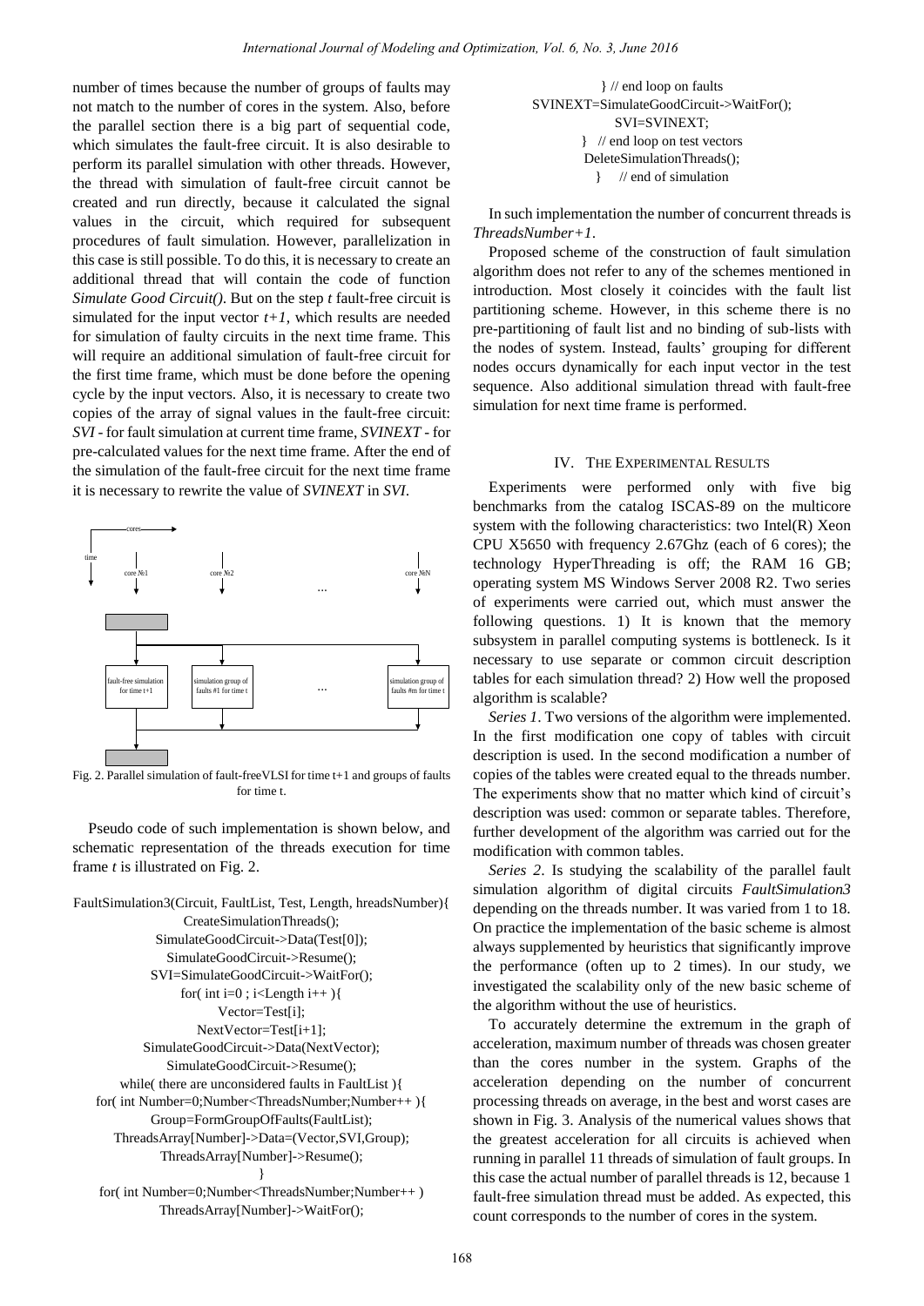number of times because the number of groups of faults may not match to the number of cores in the system. Also, before the parallel section there is a big part of sequential code, which simulates the fault-free circuit. It is also desirable to perform its parallel simulation with other threads. However, the thread with simulation of fault-free circuit cannot be created and run directly, because it calculated the signal values in the circuit, which required for subsequent procedures of fault simulation. However, parallelization in this case is still possible. To do this, it is necessary to create an additional thread that will contain the code of function *Simulate Good Circuit()*. But on the step *t* fault-free circuit is simulated for the input vector *t+1*, which results are needed for simulation of faulty circuits in the next time frame. This will require an additional simulation of fault-free circuit for the first time frame, which must be done before the opening cycle by the input vectors. Also, it is necessary to create two copies of the array of signal values in the fault-free circuit: *SVI* - for fault simulation at current time frame, *SVINEXT* - for pre-calculated values for the next time frame. After the end of the simulation of the fault-free circuit for the next time frame it is necessary to rewrite the value of *SVINEXT* in *SVI*.

Fig. 2. Parallel simulation of fault-freeVLSI for time t+1 and groups of faults for time t.

Pseudo code of such implementation is shown below, and schematic representation of the threads execution for time frame *t* is illustrated on Fig. 2.

```
FaultSimulation3(Circuit, FaultList, Test, Length, hreadsNumber){
    CreateSimulationThreads();
    SimulateGoodCircuit->Data(Test[0]);
    SimulateGoodCircuit->Resume();
    SVI=SimulateGoodCircuit->WaitFor();
    for( int i=0 ; i<Length i++ ){
        Vector=Test[i];
        NextVector=Test[i+1];
        SimulateGoodCircuit->Data(NextVector);
        SimulateGoodCircuit->Resume();
        while( there are unconsidered faults in FaultList ){
            for( int Number=0;Number<ThreadsNumber;Number++ ){
                Group=FormGroupOfFaults(FaultList);
                ThreadsArray[Number]->Data=(Vector,SVI,Group);
                ThreadsArray[Number]->Resume();
            }
            for( int Number=0;Number<ThreadsNumber;Number++ )
                ThreadsArray[Number]->WaitFor();
        } // end loop on faults
        SVINEXT=SimulateGoodCircuit->WaitFor();
        SVI=SVINEXT;
    } // end loop on test vectors
    DeleteSimulationThreads();
} // end of simulation
```

In such implementation the number of concurrent threads is *ThreadsNumber+1*.

Proposed scheme of the construction of fault simulation algorithm does not refer to any of the schemes mentioned in introduction. Most closely it coincides with the fault list partitioning scheme. However, in this scheme there is no pre-partitioning of fault list and no binding of sub-lists with the nodes of system. Instead, faults' grouping for different nodes occurs dynamically for each input vector in the test sequence. Also additional simulation thread with fault-free simulation for next time frame is performed.

## IV. The Experimental Results

Experiments were performed only with five big benchmarks from the catalog ISCAS-89 on the multicore system with the following characteristics: two Intel(R) Xeon CPU X5650 with frequency 2.67Ghz (each of 6 cores); the technology HyperThreading is off; the RAM 16 GB; operating system MS Windows Server 2008 R2. Two series of experiments were carried out, which must answer the following questions. 1) It is known that the memory subsystem in parallel computing systems is bottleneck. Is it necessary to use separate or common circuit description tables for each simulation thread? 2) How well the proposed algorithm is scalable?

*Series 1*. Two versions of the algorithm were implemented. In the first modification one copy of tables with circuit description is used. In the second modification a number of copies of the tables were created equal to the threads number. The experiments show that no matter which kind of circuit's description was used: common or separate tables. Therefore, further development of the algorithm was carried out for the modification with common tables.

*Series 2*. Is studying the scalability of the parallel fault simulation algorithm of digital circuits *FaultSimulation3* depending on the threads number. It was varied from 1 to 18. On practice the implementation of the basic scheme is almost always supplemented by heuristics that significantly improve the performance (often up to 2 times). In our study, we investigated the scalability only of the new basic scheme of the algorithm without the use of heuristics.

To accurately determine the extremum in the graph of acceleration, maximum number of threads was chosen greater than the cores number in the system. Graphs of the acceleration depending on the number of concurrent processing threads on average, in the best and worst cases are shown in Fig. 3. Analysis of the numerical values shows that the greatest acceleration for all circuits is achieved when running in parallel 11 threads of simulation of fault groups. In this case the actual number of parallel threads is 12, because 1 fault-free simulation thread must be added. As expected, this count corresponds to the number of cores in the system.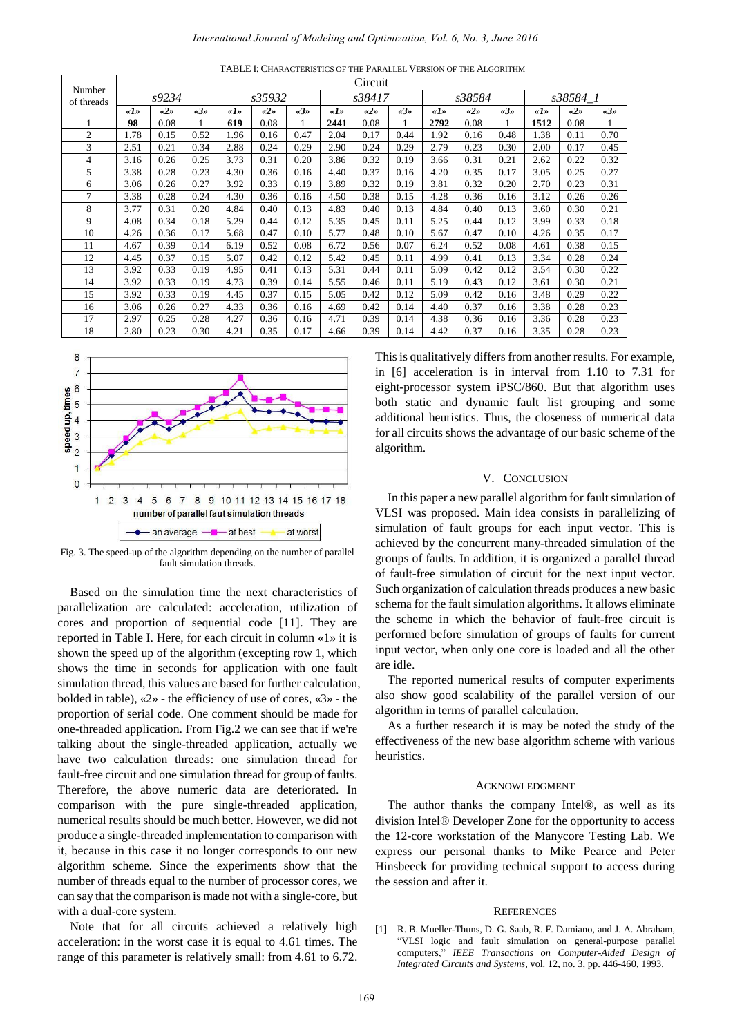TABLE I: CHARACTERISTICS OF THE PARALLEL VERSION OF THE ALGORITHM

| Number of threads | Circuit | | | | | | | | | | | | | | |
|---|---|---|---|---|---|---|---|---|---|---|---|---|---|---|---|
| | s9234 | | | s35932 | | | s38417 | | | s38584 | | | s38584_1 | | |
| | «1» | «2» | «3» | «1» | «2» | «3» | «1» | «2» | «3» | «1» | «2» | «3» | «1» | «2» | «3» |
| 1 | **98** | 0.08 | 1 | **619** | 0.08 | 1 | **2441** | 0.08 | 1 | **2792** | 0.08 | 1 | **1512** | 0.08 | 1 |
| 2 | 1.78 | 0.15 | 0.52 | 1.96 | 0.16 | 0.47 | 2.04 | 0.17 | 0.44 | 1.92 | 0.16 | 0.48 | 1.38 | 0.11 | 0.70 |
| 3 | 2.51 | 0.21 | 0.34 | 2.88 | 0.24 | 0.29 | 2.90 | 0.24 | 0.29 | 2.79 | 0.23 | 0.30 | 2.00 | 0.17 | 0.45 |
| 4 | 3.16 | 0.26 | 0.25 | 3.73 | 0.31 | 0.20 | 3.86 | 0.32 | 0.19 | 3.66 | 0.31 | 0.21 | 2.62 | 0.22 | 0.32 |
| 5 | 3.38 | 0.28 | 0.23 | 4.30 | 0.36 | 0.16 | 4.40 | 0.37 | 0.16 | 4.20 | 0.35 | 0.17 | 3.05 | 0.25 | 0.27 |
| 6 | 3.06 | 0.26 | 0.27 | 3.92 | 0.33 | 0.19 | 3.89 | 0.32 | 0.19 | 3.81 | 0.32 | 0.20 | 2.70 | 0.23 | 0.31 |
| 7 | 3.38 | 0.28 | 0.24 | 4.30 | 0.36 | 0.16 | 4.50 | 0.38 | 0.15 | 4.28 | 0.36 | 0.16 | 3.12 | 0.26 | 0.26 |
| 8 | 3.77 | 0.31 | 0.20 | 4.84 | 0.40 | 0.13 | 4.83 | 0.40 | 0.13 | 4.84 | 0.40 | 0.13 | 3.60 | 0.30 | 0.21 |
| 9 | 4.08 | 0.34 | 0.18 | 5.29 | 0.44 | 0.12 | 5.35 | 0.45 | 0.11 | 5.25 | 0.44 | 0.12 | 3.99 | 0.33 | 0.18 |
| 10 | 4.26 | 0.36 | 0.17 | 5.68 | 0.47 | 0.10 | 5.77 | 0.48 | 0.10 | 5.67 | 0.47 | 0.10 | 4.26 | 0.35 | 0.17 |
| 11 | 4.67 | 0.39 | 0.14 | 6.19 | 0.52 | 0.08 | 6.72 | 0.56 | 0.07 | 6.24 | 0.52 | 0.08 | 4.61 | 0.38 | 0.15 |
| 12 | 4.45 | 0.37 | 0.15 | 5.07 | 0.42 | 0.12 | 5.42 | 0.45 | 0.11 | 4.99 | 0.41 | 0.13 | 3.34 | 0.28 | 0.24 |
| 13 | 3.92 | 0.33 | 0.19 | 4.95 | 0.41 | 0.13 | 5.31 | 0.44 | 0.11 | 5.09 | 0.42 | 0.12 | 3.54 | 0.30 | 0.22 |
| 14 | 3.92 | 0.33 | 0.19 | 4.73 | 0.39 | 0.14 | 5.55 | 0.46 | 0.11 | 5.19 | 0.43 | 0.12 | 3.61 | 0.30 | 0.21 |
| 15 | 3.92 | 0.33 | 0.19 | 4.45 | 0.37 | 0.15 | 5.05 | 0.42 | 0.12 | 5.09 | 0.42 | 0.16 | 3.48 | 0.29 | 0.22 |
| 16 | 3.06 | 0.26 | 0.27 | 4.33 | 0.36 | 0.16 | 4.69 | 0.42 | 0.14 | 4.40 | 0.37 | 0.16 | 3.38 | 0.28 | 0.23 |
| 17 | 2.97 | 0.25 | 0.28 | 4.27 | 0.36 | 0.16 | 4.71 | 0.39 | 0.14 | 4.38 | 0.36 | 0.16 | 3.36 | 0.28 | 0.23 |
| 18 | 2.80 | 0.23 | 0.30 | 4.21 | 0.35 | 0.17 | 4.66 | 0.39 | 0.14 | 4.42 | 0.37 | 0.16 | 3.35 | 0.28 | 0.23 |

Fig. 3. The speed-up of the algorithm depending on the number of parallel fault simulation threads.

Based on the simulation time the next characteristics of parallelization are calculated: acceleration, utilization of cores and proportion of sequential code [11]. They are reported in Table I. Here, for each circuit in column «1» it is shown the speed up of the algorithm (excepting row 1, which shows the time in seconds for application with one fault simulation thread, this values are based for further calculation, bolded in table), «2» - the efficiency of use of cores, «3» - the proportion of serial code. One comment should be made for one-threaded application. From Fig.2 we can see that if we're talking about the single-threaded application, actually we have two calculation threads: one simulation thread for fault-free circuit and one simulation thread for group of faults. Therefore, the above numeric data are deteriorated. In comparison with the pure single-threaded application, numerical results should be much better. However, we did not produce a single-threaded implementation to comparison with it, because in this case it no longer corresponds to our new algorithm scheme. Since the experiments show that the number of threads equal to the number of processor cores, we can say that the comparison is made not with a single-core, but with a dual-core system.

Note that for all circuits achieved a relatively high acceleration: in the worst case it is equal to 4.61 times. The range of this parameter is relatively small: from 4.61 to 6.72. This is qualitatively differs from another results. For example, in [6] acceleration is in interval from 1.10 to 7.31 for eight-processor system iPSC/860. But that algorithm uses both static and dynamic fault list grouping and some additional heuristics. Thus, the closeness of numerical data for all circuits shows the advantage of our basic scheme of the algorithm.

## V. CONCLUSION

In this paper a new parallel algorithm for fault simulation of VLSI was proposed. Main idea consists in parallelizing of simulation of fault groups for each input vector. This is achieved by the concurrent many-threaded simulation of the groups of faults. In addition, it is organized a parallel thread of fault-free simulation of circuit for the next input vector. Such organization of calculation threads produces a new basic schema for the fault simulation algorithms. It allows eliminate the scheme in which the behavior of fault-free circuit is performed before simulation of groups of faults for current input vector, when only one core is loaded and all the other are idle.

The reported numerical results of computer experiments also show good scalability of the parallel version of our algorithm in terms of parallel calculation.

As a further research it is may be noted the study of the effectiveness of the new base algorithm scheme with various heuristics.

## ACKNOWLEDGMENT

The author thanks the company Intel®, as well as its division Intel® Developer Zone for the opportunity to access the 12-core workstation of the Manycore Testing Lab. We express our personal thanks to Mike Pearce and Peter Hinsbeeck for providing technical support to access during the session and after it.

## REFERENCES

[1] R. B. Mueller-Thuns, D. G. Saab, R. F. Damiano, and J. A. Abraham, "VLSI logic and fault simulation on general-purpose parallel computers," *IEEE Transactions on Computer-Aided Design of Integrated Circuits and Systems*, vol. 12, no. 3, pp. 446-460, 1993.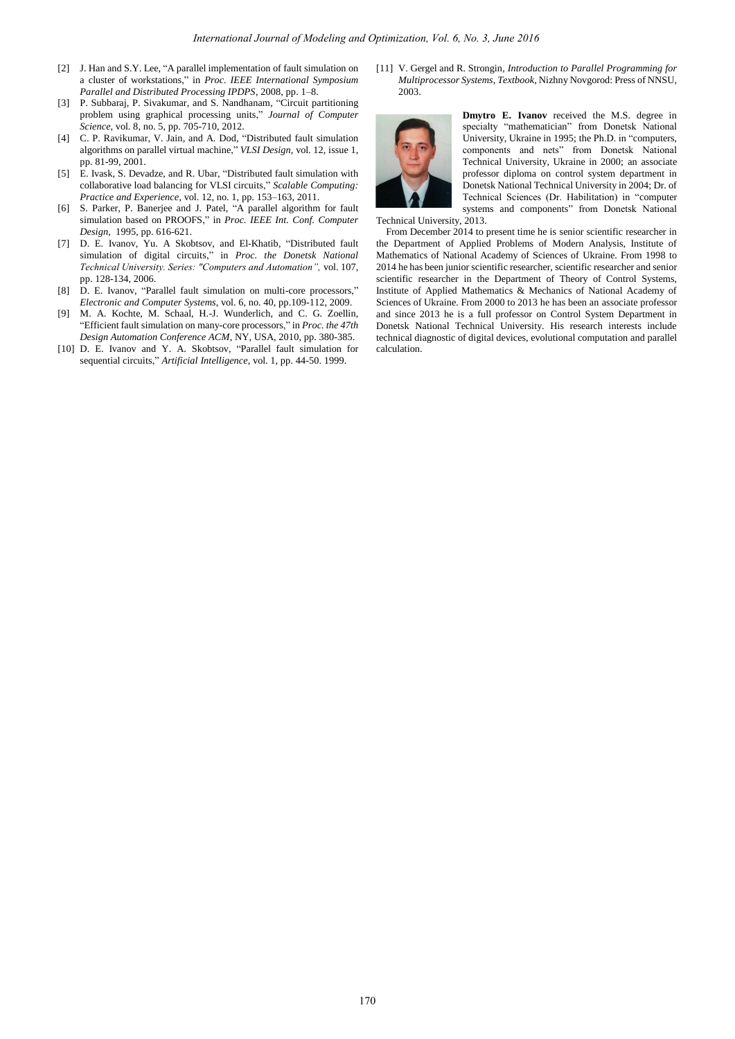[2] J. Han and S.Y. Lee, "A parallel implementation of fault simulation on a cluster of workstations," in *Proc. IEEE International Symposium Parallel and Distributed Processing IPDPS*, 2008, pp. 1–8.

[3] P. Subbaraj, P. Sivakumar, and S. Nandhanam, "Circuit partitioning problem using graphical processing units," *Journal of Computer Science*, vol. 8, no. 5, pp. 705-710, 2012.

[4] C. P. Ravikumar, V. Jain, and A. Dod, "Distributed fault simulation algorithms on parallel virtual machine," *VLSI Design*, vol. 12, issue 1, pp. 81-99, 2001.

[5] E. Ivask, S. Devadze, and R. Ubar, "Distributed fault simulation with collaborative load balancing for VLSI circuits," *Scalable Computing: Practice and Experience*, vol. 12, no. 1, pp. 153–163, 2011.

[6] S. Parker, P. Banerjee and J. Patel, "A parallel algorithm for fault simulation based on PROOFS," in *Proc. IEEE Int. Conf. Computer Design*, 1995, pp. 616-621.

[7] D. E. Ivanov, Yu. A Skobtsov, and El-Khatib, "Distributed fault simulation of digital circuits," in *Proc. the Donetsk National Technical University. Series: "Computers and Automation"*, vol. 107, pp. 128-134, 2006.

[8] D. E. Ivanov, "Parallel fault simulation on multi-core processors," *Electronic and Computer Systems*, vol. 6, no. 40, pp.109-112, 2009.

[9] M. A. Kochte, M. Schaal, H.-J. Wunderlich, and C. G. Zoellin, "Efficient fault simulation on many-core processors," in *Proc. the 47th Design Automation Conference ACM*, NY, USA, 2010, pp. 380-385.

[10] D. E. Ivanov and Y. A. Skobtsov, "Parallel fault simulation for sequential circuits," *Artificial Intelligence*, vol. 1, pp. 44-50. 1999.

[11] V. Gergel and R. Strongin, *Introduction to Parallel Programming for Multiprocessor Systems, Textbook*, Nizhny Novgorod: Press of NNSU, 2003.

**Dmytro E. Ivanov** received the M.S. degree in specialty "mathematician" from Donetsk National University, Ukraine in 1995; the Ph.D. in "computers, components and nets" from Donetsk National Technical University, Ukraine in 2000; an associate professor diploma on control system department in Donetsk National Technical University in 2004; Dr. of Technical Sciences (Dr. Habilitation) in "computer systems and components" from Donetsk National Technical University, 2013.

From December 2014 to present time he is senior scientific researcher in the Department of Applied Problems of Modern Analysis, Institute of Mathematics of National Academy of Sciences of Ukraine. From 1998 to 2014 he has been junior scientific researcher, scientific researcher and senior scientific researcher in the Department of Theory of Control Systems, Institute of Applied Mathematics & Mechanics of National Academy of Sciences of Ukraine. From 2000 to 2013 he has been an associate professor and since 2013 he is a full professor on Control System Department in Donetsk National Technical University. His research interests include technical diagnostic of digital devices, evolutional computation and parallel calculation.